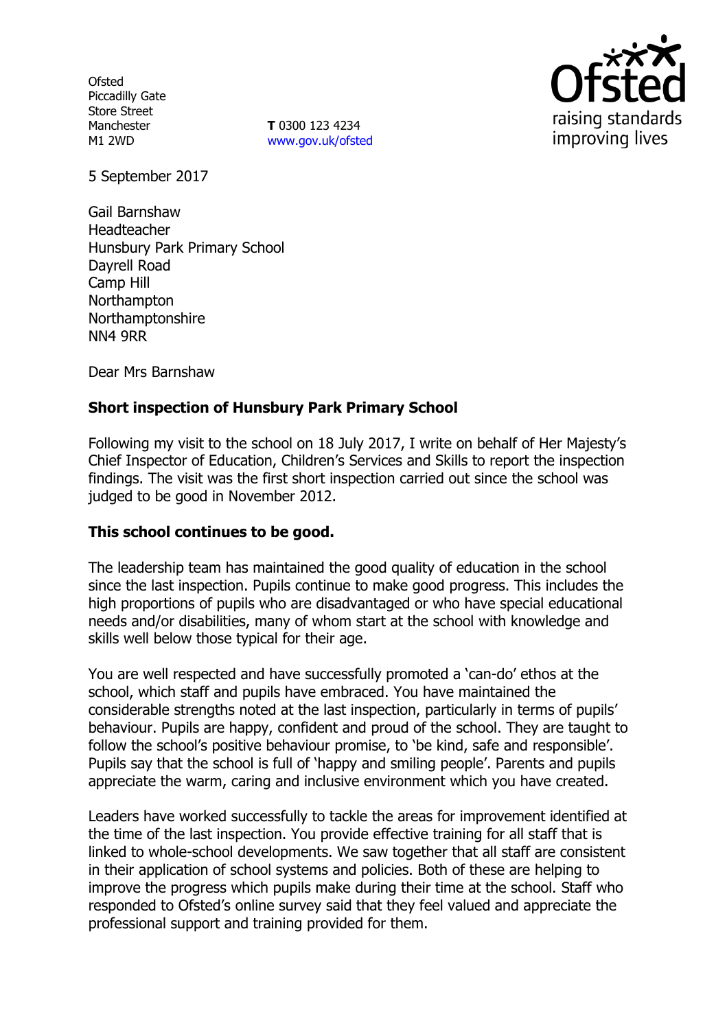Ofsted
Piccadilly Gate
Store Street
Manchester
M1 2WD

**T** 0300 123 4234
www.gov.uk/ofsted

5 September 2017

Gail Barnshaw
Headteacher
Hunsbury Park Primary School
Dayrell Road
Camp Hill
Northampton
Northamptonshire
NN4 9RR

Dear Mrs Barnshaw

**Short inspection of Hunsbury Park Primary School**

Following my visit to the school on 18 July 2017, I write on behalf of Her Majesty's Chief Inspector of Education, Children's Services and Skills to report the inspection findings. The visit was the first short inspection carried out since the school was judged to be good in November 2012.

**This school continues to be good.**

The leadership team has maintained the good quality of education in the school since the last inspection. Pupils continue to make good progress. This includes the high proportions of pupils who are disadvantaged or who have special educational needs and/or disabilities, many of whom start at the school with knowledge and skills well below those typical for their age.

You are well respected and have successfully promoted a 'can-do' ethos at the school, which staff and pupils have embraced. You have maintained the considerable strengths noted at the last inspection, particularly in terms of pupils' behaviour. Pupils are happy, confident and proud of the school. They are taught to follow the school's positive behaviour promise, to 'be kind, safe and responsible'. Pupils say that the school is full of 'happy and smiling people'. Parents and pupils appreciate the warm, caring and inclusive environment which you have created.

Leaders have worked successfully to tackle the areas for improvement identified at the time of the last inspection. You provide effective training for all staff that is linked to whole-school developments. We saw together that all staff are consistent in their application of school systems and policies. Both of these are helping to improve the progress which pupils make during their time at the school. Staff who responded to Ofsted's online survey said that they feel valued and appreciate the professional support and training provided for them.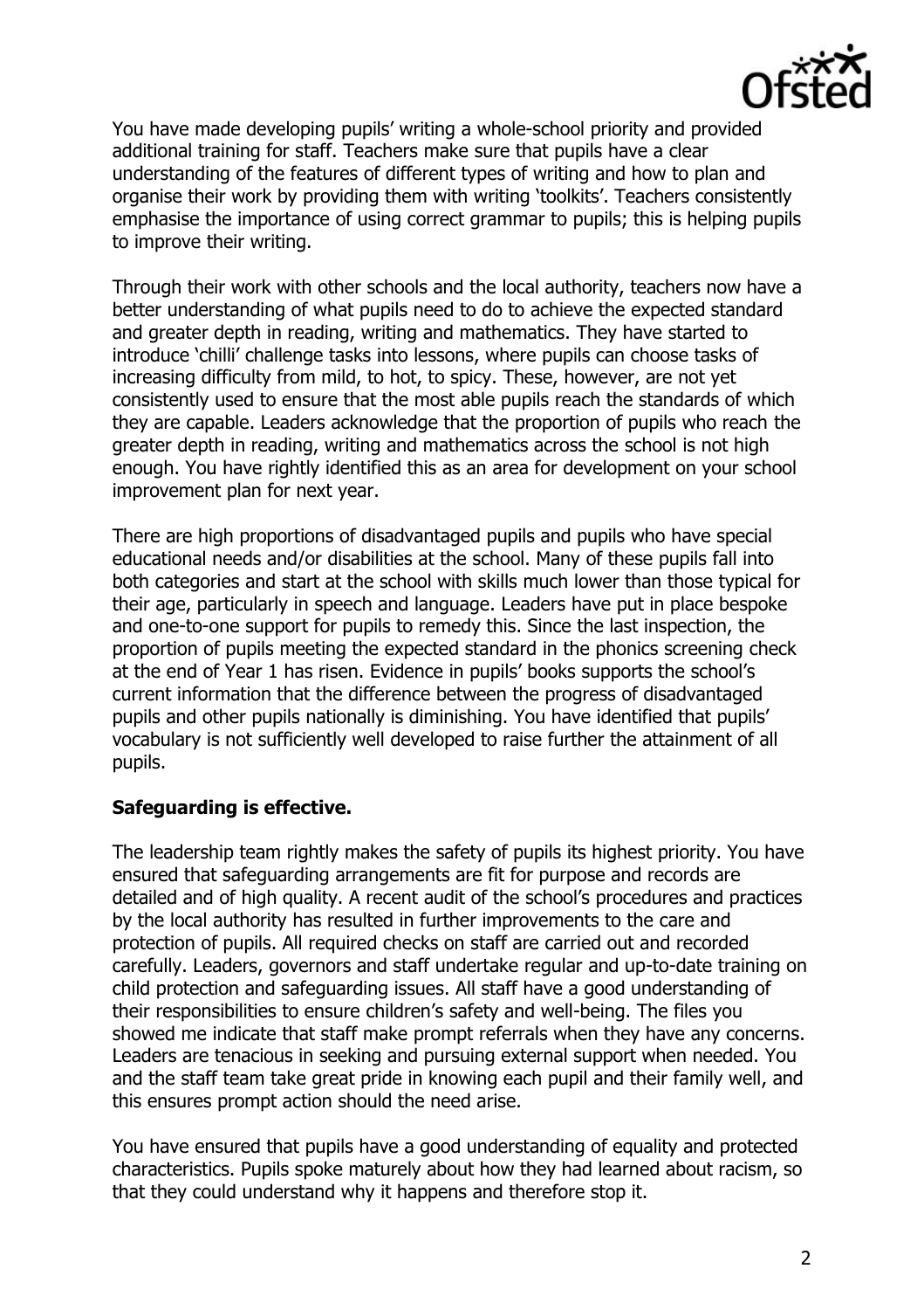You have made developing pupils' writing a whole-school priority and provided additional training for staff. Teachers make sure that pupils have a clear understanding of the features of different types of writing and how to plan and organise their work by providing them with writing 'toolkits'. Teachers consistently emphasise the importance of using correct grammar to pupils; this is helping pupils to improve their writing.

Through their work with other schools and the local authority, teachers now have a better understanding of what pupils need to do to achieve the expected standard and greater depth in reading, writing and mathematics. They have started to introduce 'chilli' challenge tasks into lessons, where pupils can choose tasks of increasing difficulty from mild, to hot, to spicy. These, however, are not yet consistently used to ensure that the most able pupils reach the standards of which they are capable. Leaders acknowledge that the proportion of pupils who reach the greater depth in reading, writing and mathematics across the school is not high enough. You have rightly identified this as an area for development on your school improvement plan for next year.

There are high proportions of disadvantaged pupils and pupils who have special educational needs and/or disabilities at the school. Many of these pupils fall into both categories and start at the school with skills much lower than those typical for their age, particularly in speech and language. Leaders have put in place bespoke and one-to-one support for pupils to remedy this. Since the last inspection, the proportion of pupils meeting the expected standard in the phonics screening check at the end of Year 1 has risen. Evidence in pupils' books supports the school's current information that the difference between the progress of disadvantaged pupils and other pupils nationally is diminishing. You have identified that pupils' vocabulary is not sufficiently well developed to raise further the attainment of all pupils.

**Safeguarding is effective.**

The leadership team rightly makes the safety of pupils its highest priority. You have ensured that safeguarding arrangements are fit for purpose and records are detailed and of high quality. A recent audit of the school's procedures and practices by the local authority has resulted in further improvements to the care and protection of pupils. All required checks on staff are carried out and recorded carefully. Leaders, governors and staff undertake regular and up-to-date training on child protection and safeguarding issues. All staff have a good understanding of their responsibilities to ensure children's safety and well-being. The files you showed me indicate that staff make prompt referrals when they have any concerns. Leaders are tenacious in seeking and pursuing external support when needed. You and the staff team take great pride in knowing each pupil and their family well, and this ensures prompt action should the need arise.

You have ensured that pupils have a good understanding of equality and protected characteristics. Pupils spoke maturely about how they had learned about racism, so that they could understand why it happens and therefore stop it.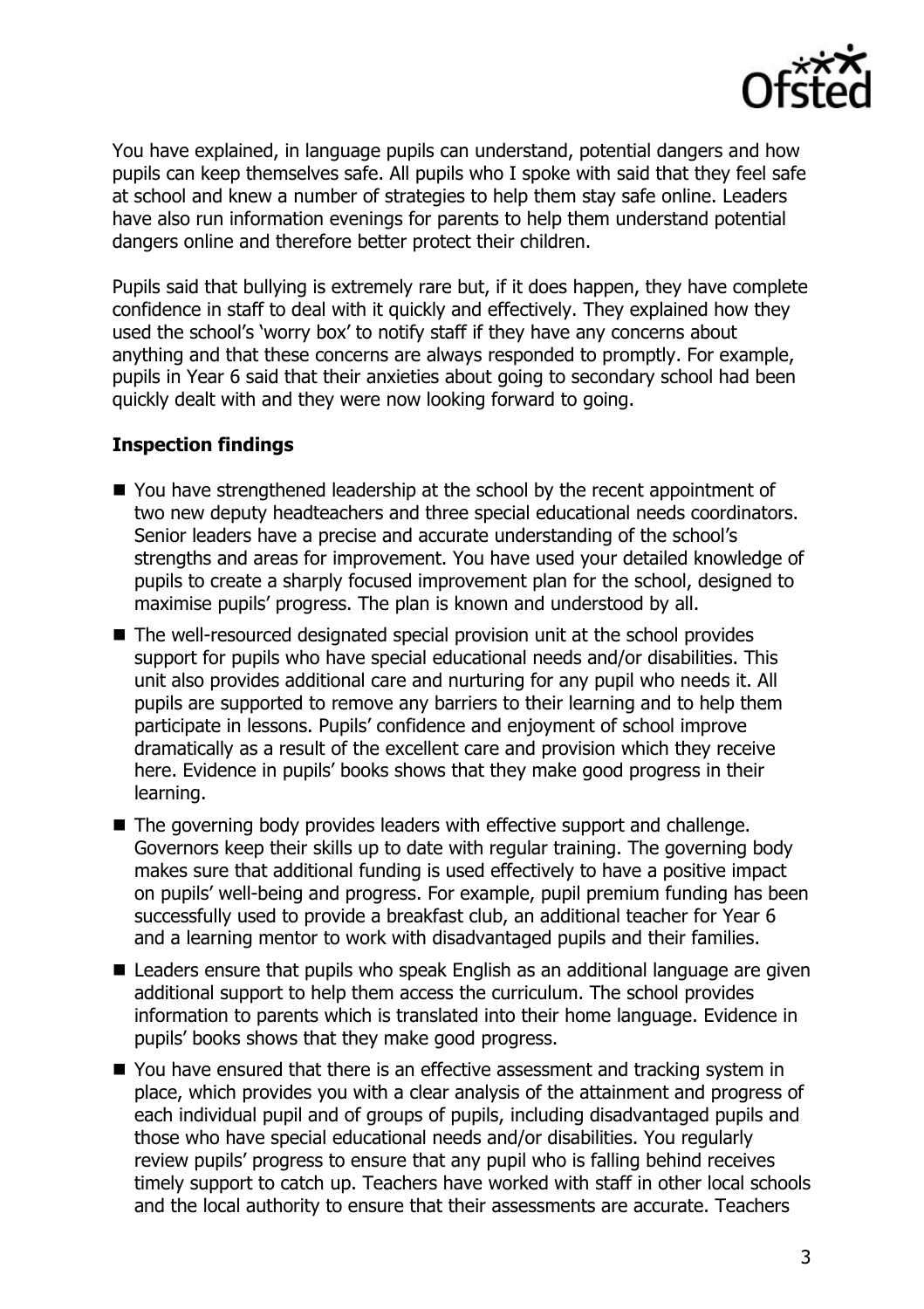You have explained, in language pupils can understand, potential dangers and how pupils can keep themselves safe. All pupils who I spoke with said that they feel safe at school and knew a number of strategies to help them stay safe online. Leaders have also run information evenings for parents to help them understand potential dangers online and therefore better protect their children.

Pupils said that bullying is extremely rare but, if it does happen, they have complete confidence in staff to deal with it quickly and effectively. They explained how they used the school's 'worry box' to notify staff if they have any concerns about anything and that these concerns are always responded to promptly. For example, pupils in Year 6 said that their anxieties about going to secondary school had been quickly dealt with and they were now looking forward to going.

### Inspection findings

- You have strengthened leadership at the school by the recent appointment of two new deputy headteachers and three special educational needs coordinators. Senior leaders have a precise and accurate understanding of the school's strengths and areas for improvement. You have used your detailed knowledge of pupils to create a sharply focused improvement plan for the school, designed to maximise pupils' progress. The plan is known and understood by all.
- The well-resourced designated special provision unit at the school provides support for pupils who have special educational needs and/or disabilities. This unit also provides additional care and nurturing for any pupil who needs it. All pupils are supported to remove any barriers to their learning and to help them participate in lessons. Pupils' confidence and enjoyment of school improve dramatically as a result of the excellent care and provision which they receive here. Evidence in pupils' books shows that they make good progress in their learning.
- The governing body provides leaders with effective support and challenge. Governors keep their skills up to date with regular training. The governing body makes sure that additional funding is used effectively to have a positive impact on pupils' well-being and progress. For example, pupil premium funding has been successfully used to provide a breakfast club, an additional teacher for Year 6 and a learning mentor to work with disadvantaged pupils and their families.
- Leaders ensure that pupils who speak English as an additional language are given additional support to help them access the curriculum. The school provides information to parents which is translated into their home language. Evidence in pupils' books shows that they make good progress.
- You have ensured that there is an effective assessment and tracking system in place, which provides you with a clear analysis of the attainment and progress of each individual pupil and of groups of pupils, including disadvantaged pupils and those who have special educational needs and/or disabilities. You regularly review pupils' progress to ensure that any pupil who is falling behind receives timely support to catch up. Teachers have worked with staff in other local schools and the local authority to ensure that their assessments are accurate. Teachers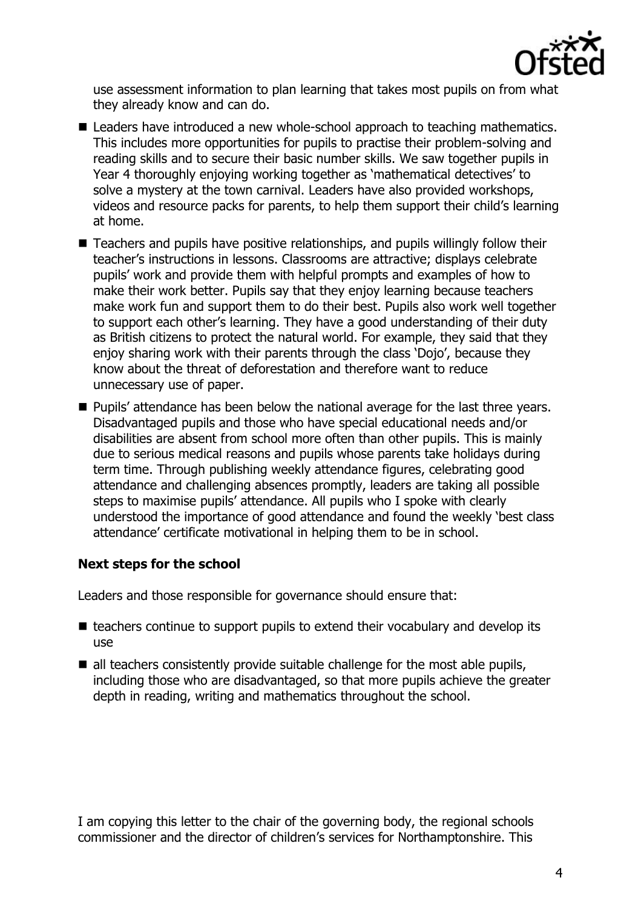use assessment information to plan learning that takes most pupils on from what they already know and can do.

- Leaders have introduced a new whole-school approach to teaching mathematics. This includes more opportunities for pupils to practise their problem-solving and reading skills and to secure their basic number skills. We saw together pupils in Year 4 thoroughly enjoying working together as 'mathematical detectives' to solve a mystery at the town carnival. Leaders have also provided workshops, videos and resource packs for parents, to help them support their child's learning at home.
- Teachers and pupils have positive relationships, and pupils willingly follow their teacher's instructions in lessons. Classrooms are attractive; displays celebrate pupils' work and provide them with helpful prompts and examples of how to make their work better. Pupils say that they enjoy learning because teachers make work fun and support them to do their best. Pupils also work well together to support each other's learning. They have a good understanding of their duty as British citizens to protect the natural world. For example, they said that they enjoy sharing work with their parents through the class 'Dojo', because they know about the threat of deforestation and therefore want to reduce unnecessary use of paper.
- Pupils' attendance has been below the national average for the last three years. Disadvantaged pupils and those who have special educational needs and/or disabilities are absent from school more often than other pupils. This is mainly due to serious medical reasons and pupils whose parents take holidays during term time. Through publishing weekly attendance figures, celebrating good attendance and challenging absences promptly, leaders are taking all possible steps to maximise pupils' attendance. All pupils who I spoke with clearly understood the importance of good attendance and found the weekly 'best class attendance' certificate motivational in helping them to be in school.

### Next steps for the school

Leaders and those responsible for governance should ensure that:

- teachers continue to support pupils to extend their vocabulary and develop its use
- all teachers consistently provide suitable challenge for the most able pupils, including those who are disadvantaged, so that more pupils achieve the greater depth in reading, writing and mathematics throughout the school.

I am copying this letter to the chair of the governing body, the regional schools commissioner and the director of children's services for Northamptonshire. This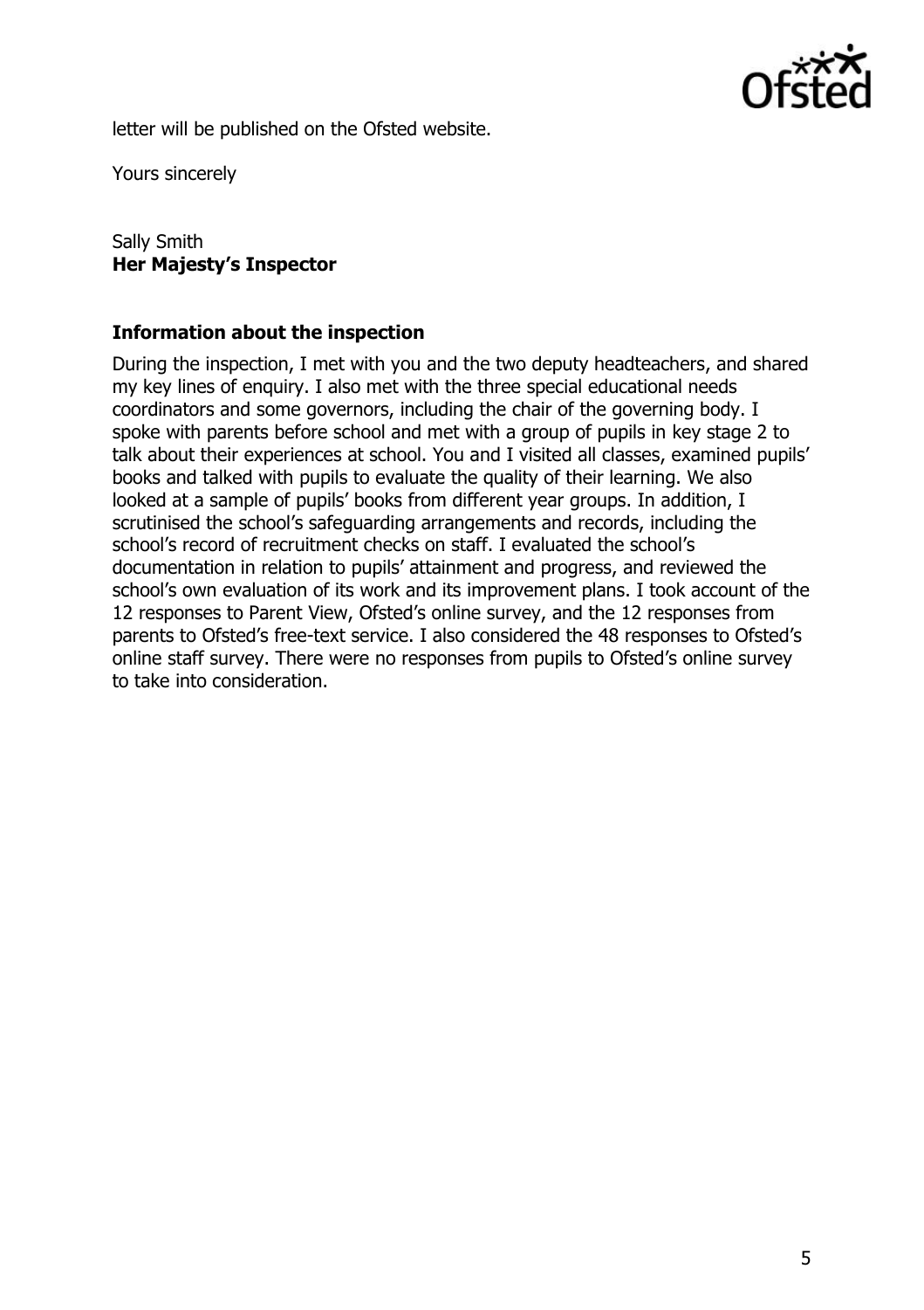letter will be published on the Ofsted website.

Yours sincerely

Sally Smith
**Her Majesty's Inspector**

### Information about the inspection

During the inspection, I met with you and the two deputy headteachers, and shared my key lines of enquiry. I also met with the three special educational needs coordinators and some governors, including the chair of the governing body. I spoke with parents before school and met with a group of pupils in key stage 2 to talk about their experiences at school. You and I visited all classes, examined pupils' books and talked with pupils to evaluate the quality of their learning. We also looked at a sample of pupils' books from different year groups. In addition, I scrutinised the school's safeguarding arrangements and records, including the school's record of recruitment checks on staff. I evaluated the school's documentation in relation to pupils' attainment and progress, and reviewed the school's own evaluation of its work and its improvement plans. I took account of the 12 responses to Parent View, Ofsted's online survey, and the 12 responses from parents to Ofsted's free-text service. I also considered the 48 responses to Ofsted's online staff survey. There were no responses from pupils to Ofsted's online survey to take into consideration.